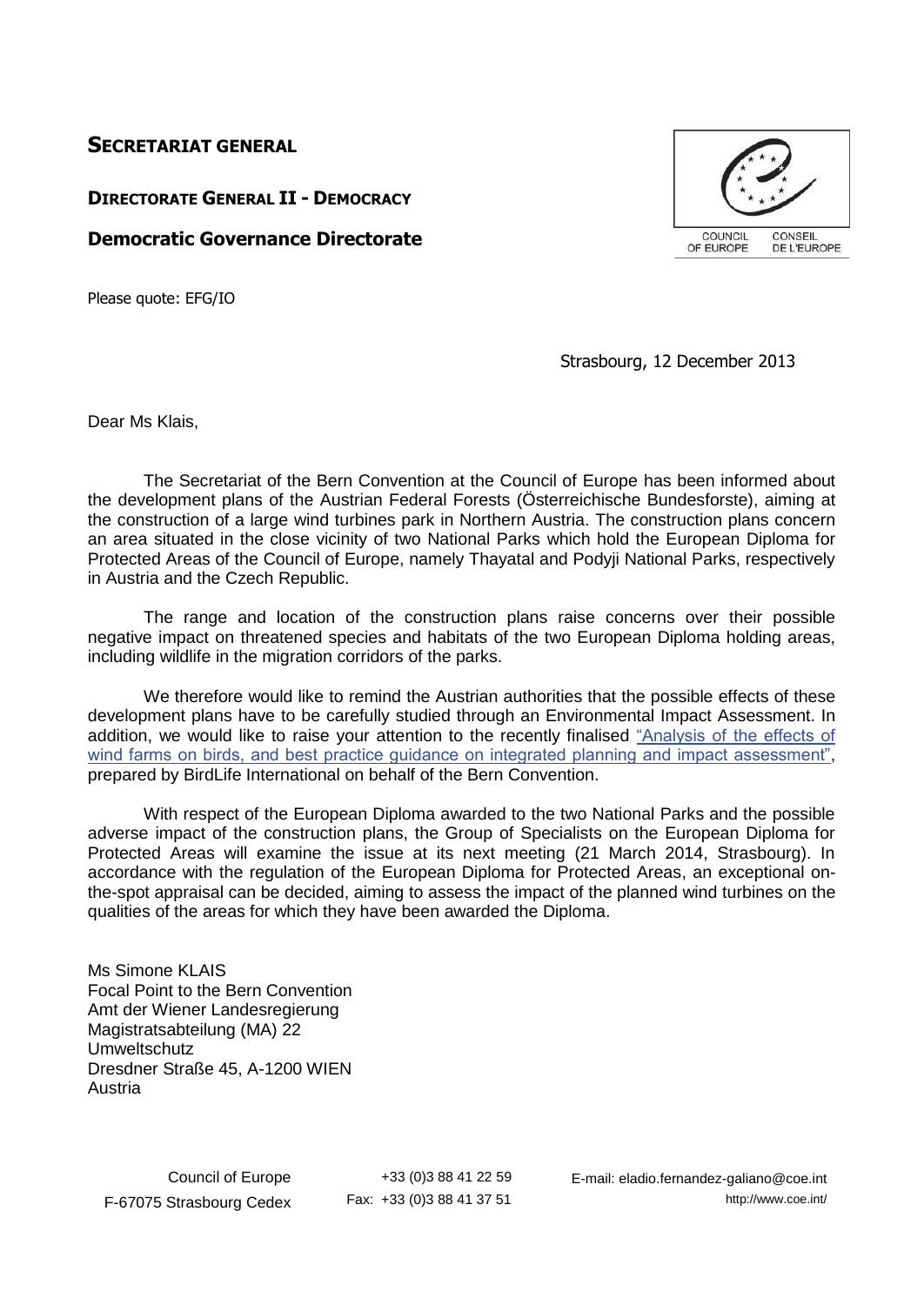**SECRETARIAT GENERAL**

**DIRECTORATE GENERAL II - DEMOCRACY**

**Democratic Governance Directorate**

COUNCIL OF EUROPE CONSEIL DE L'EUROPE

Please quote: EFG/IO

Strasbourg, 12 December 2013

Dear Ms Klais,

The Secretariat of the Bern Convention at the Council of Europe has been informed about the development plans of the Austrian Federal Forests (Österreichische Bundesforste), aiming at the construction of a large wind turbines park in Northern Austria. The construction plans concern an area situated in the close vicinity of two National Parks which hold the European Diploma for Protected Areas of the Council of Europe, namely Thayatal and Podyji National Parks, respectively in Austria and the Czech Republic.

The range and location of the construction plans raise concerns over their possible negative impact on threatened species and habitats of the two European Diploma holding areas, including wildlife in the migration corridors of the parks.

We therefore would like to remind the Austrian authorities that the possible effects of these development plans have to be carefully studied through an Environmental Impact Assessment. In addition, we would like to raise your attention to the recently finalised "Analysis of the effects of wind farms on birds, and best practice guidance on integrated planning and impact assessment", prepared by BirdLife International on behalf of the Bern Convention.

With respect of the European Diploma awarded to the two National Parks and the possible adverse impact of the construction plans, the Group of Specialists on the European Diploma for Protected Areas will examine the issue at its next meeting (21 March 2014, Strasbourg). In accordance with the regulation of the European Diploma for Protected Areas, an exceptional on-the-spot appraisal can be decided, aiming to assess the impact of the planned wind turbines on the qualities of the areas for which they have been awarded the Diploma.

Ms Simone KLAIS
Focal Point to the Bern Convention
Amt der Wiener Landesregierung
Magistratsabteilung (MA) 22
Umweltschutz
Dresdner Straße 45, A-1200 WIEN
Austria

Council of Europe
F-67075 Strasbourg Cedex

+33 (0)3 88 41 22 59
Fax: +33 (0)3 88 41 37 51

E-mail: eladio.fernandez-galiano@coe.int
http://www.coe.int/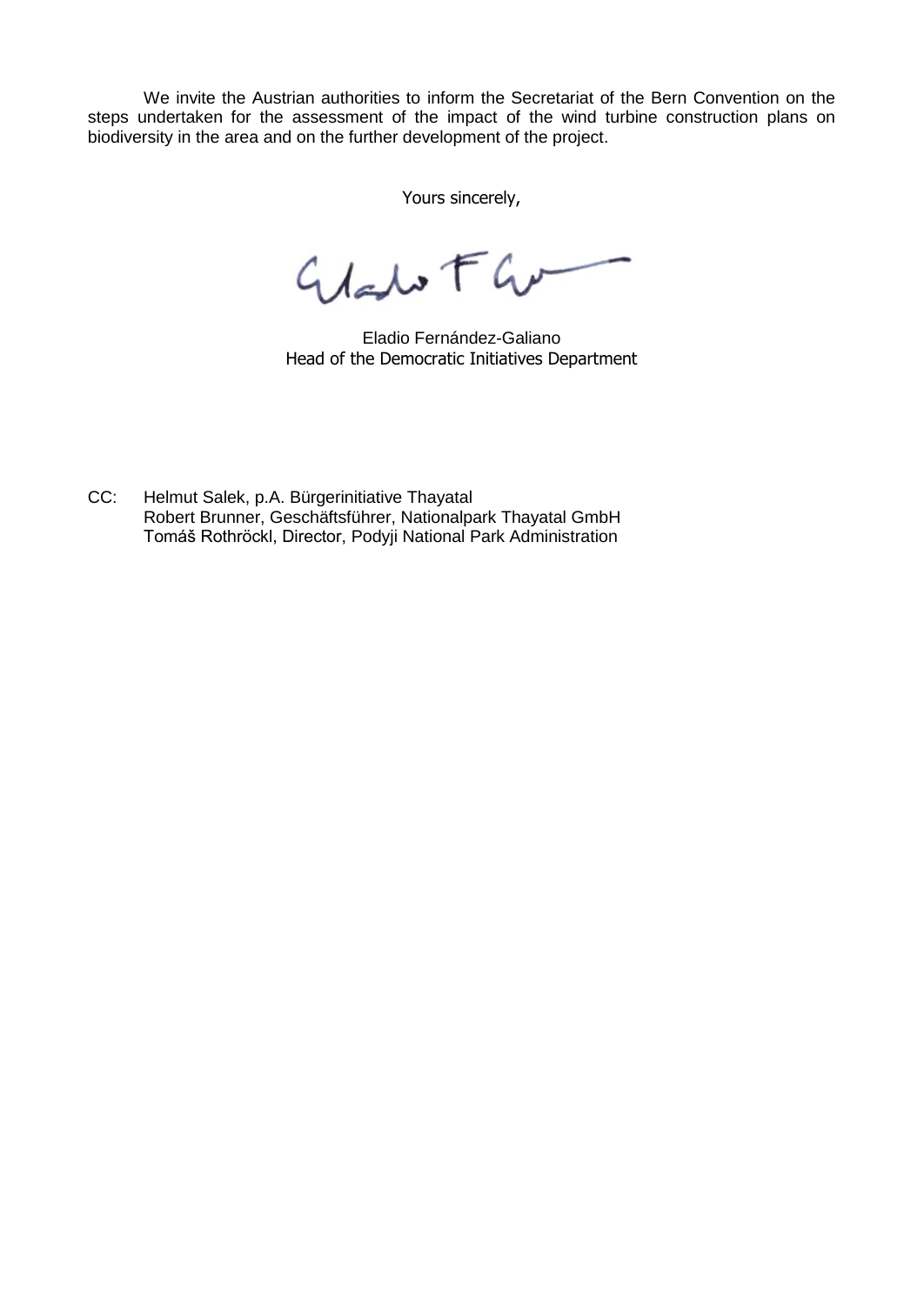We invite the Austrian authorities to inform the Secretariat of the Bern Convention on the steps undertaken for the assessment of the impact of the wind turbine construction plans on biodiversity in the area and on the further development of the project.

Yours sincerely,

Eladio Fernández-Galiano
Head of the Democratic Initiatives Department

CC: Helmut Salek, p.A. Bürgerinitiative Thayatal
Robert Brunner, Geschäftsführer, Nationalpark Thayatal GmbH
Tomáš Rothröckl, Director, Podyji National Park Administration